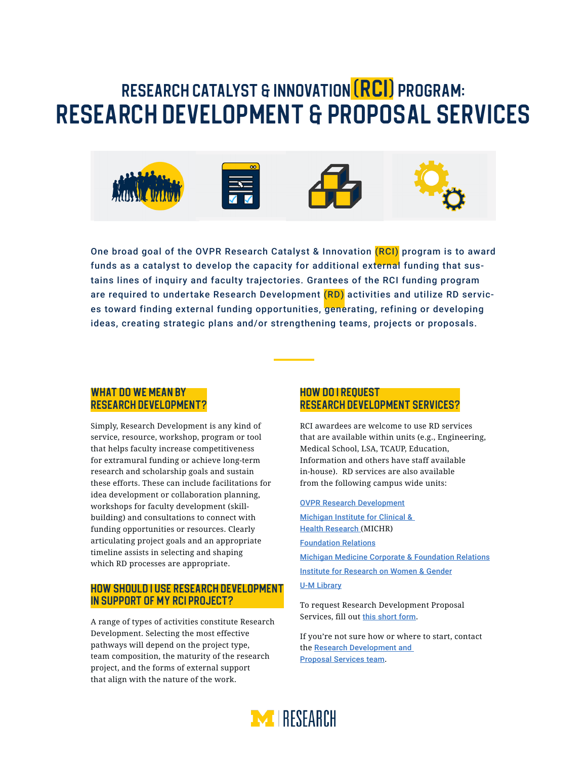# RESEARCH CATALYST & INNOVATION (RCI) PROGRAM:

# RESEARCH DEVELOPMENT & PROPOSAL SERVICES

One broad goal of the OVPR Research Catalyst & Innovation (RCI) program is to award funds as a catalyst to develop the capacity for additional external funding that sustains lines of inquiry and faculty trajectories. Grantees of the RCI funding program are required to undertake Research Development (RD) activities and utilize RD services toward finding external funding opportunities, generating, refining or developing ideas, creating strategic plans and/or strengthening teams, projects or proposals.

## WHAT DO WE MEAN BY RESEARCH DEVELOPMENT?

Simply, Research Development is any kind of service, resource, workshop, program or tool that helps faculty increase competitiveness for extramural funding or achieve long-term research and scholarship goals and sustain these efforts. These can include facilitations for idea development or collaboration planning, workshops for faculty development (skill-building) and consultations to connect with funding opportunities or resources. Clearly articulating project goals and an appropriate timeline assists in selecting and shaping which RD processes are appropriate.

## HOW SHOULD I USE RESEARCH DEVELOPMENT IN SUPPORT OF MY RCI PROJECT?

A range of types of activities constitute Research Development. Selecting the most effective pathways will depend on the project type, team composition, the maturity of the research project, and the forms of external support that align with the nature of the work.

## HOW DO I REQUEST RESEARCH DEVELOPMENT SERVICES?

RCI awardees are welcome to use RD services that are available within units (e.g., Engineering, Medical School, LSA, TCAUP, Education, Information and others have staff available in-house). RD services are also available from the following campus wide units:

- OVPR Research Development
- Michigan Institute for Clinical & Health Research (MICHR)
- Foundation Relations
- Michigan Medicine Corporate & Foundation Relations
- Institute for Research on Women & Gender
- U-M Library

To request Research Development Proposal Services, fill out this short form.

If you're not sure how or where to start, contact the Research Development and Proposal Services team.

M | RESEARCH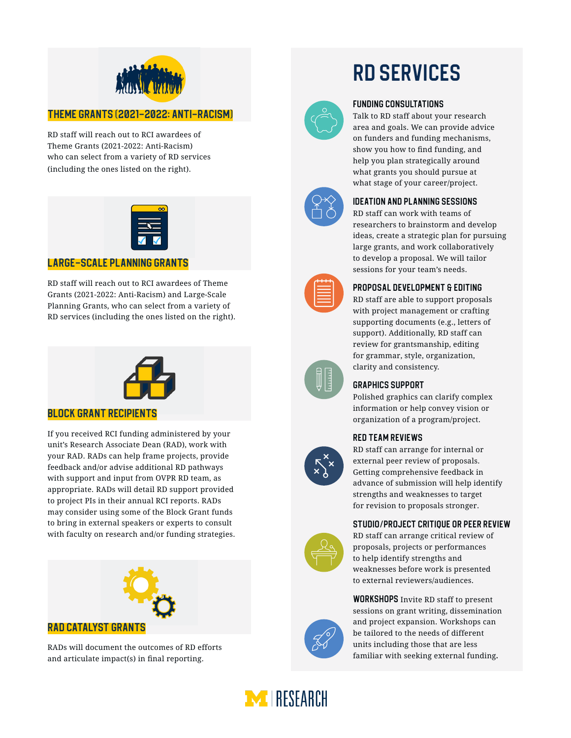## THEME GRANTS (2021-2022: ANTI-RACISM)

RD staff will reach out to RCI awardees of Theme Grants (2021-2022: Anti-Racism) who can select from a variety of RD services (including the ones listed on the right).

## LARGE-SCALE PLANNING GRANTS

RD staff will reach out to RCI awardees of Theme Grants (2021-2022: Anti-Racism) and Large-Scale Planning Grants, who can select from a variety of RD services (including the ones listed on the right).

## BLOCK GRANT RECIPIENTS

If you received RCI funding administered by your unit's Research Associate Dean (RAD), work with your RAD. RADs can help frame projects, provide feedback and/or advise additional RD pathways with support and input from OVPR RD team, as appropriate. RADs will detail RD support provided to project PIs in their annual RCI reports. RADs may consider using some of the Block Grant funds to bring in external speakers or experts to consult with faculty on research and/or funding strategies.

## RAD CATALYST GRANTS

RADs will document the outcomes of RD efforts and articulate impact(s) in final reporting.

# RD SERVICES

### FUNDING CONSULTATIONS

Talk to RD staff about your research area and goals. We can provide advice on funders and funding mechanisms, show you how to find funding, and help you plan strategically around what grants you should pursue at what stage of your career/project.

### IDEATION AND PLANNING SESSIONS

RD staff can work with teams of researchers to brainstorm and develop ideas, create a strategic plan for pursuing large grants, and work collaboratively to develop a proposal. We will tailor sessions for your team's needs.

### PROPOSAL DEVELOPMENT & EDITING

RD staff are able to support proposals with project management or crafting supporting documents (e.g., letters of support). Additionally, RD staff can review for grantsmanship, editing for grammar, style, organization, clarity and consistency.

### GRAPHICS SUPPORT

Polished graphics can clarify complex information or help convey vision or organization of a program/project.

### RED TEAM REVIEWS

RD staff can arrange for internal or external peer review of proposals. Getting comprehensive feedback in advance of submission will help identify strengths and weaknesses to target for revision to proposals stronger.

### STUDIO/PROJECT CRITIQUE OR PEER REVIEW

RD staff can arrange critical review of proposals, projects or performances to help identify strengths and weaknesses before work is presented to external reviewers/audiences.

**WORKSHOPS** Invite RD staff to present sessions on grant writing, dissemination and project expansion. Workshops can be tailored to the needs of different units including those that are less familiar with seeking external funding.

M | RESEARCH